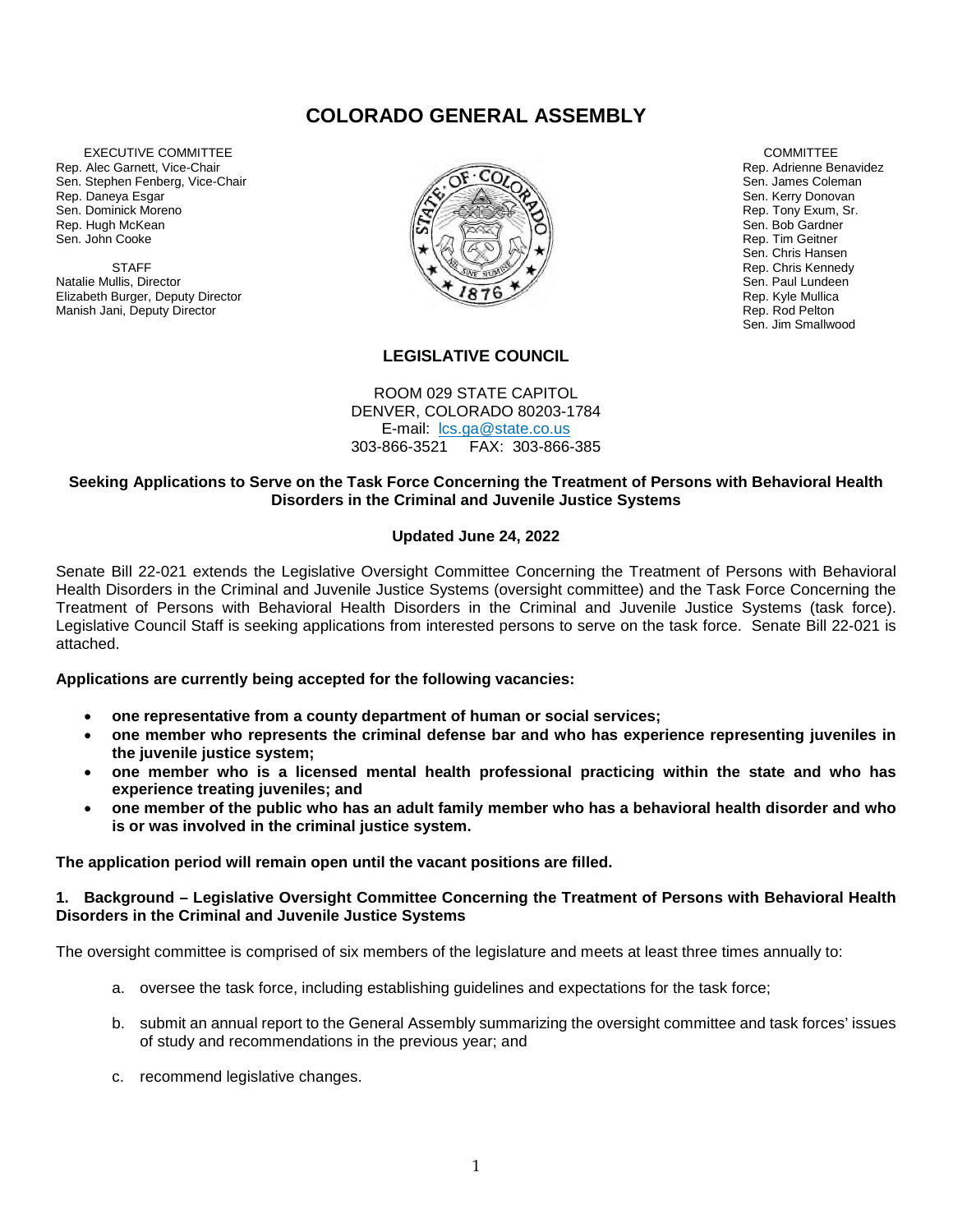# COLORADO GENERAL ASSEMBLY

EXECUTIVE COMMITTEE
Rep. Alec Garnett, Vice-Chair
Sen. Stephen Fenberg, Vice-Chair
Rep. Daneya Esgar
Sen. Dominick Moreno
Rep. Hugh McKean
Sen. John Cooke

STAFF
Natalie Mullis, Director
Elizabeth Burger, Deputy Director
Manish Jani, Deputy Director

COMMITTEE
Rep. Adrienne Benavidez
Sen. James Coleman
Sen. Kerry Donovan
Rep. Tony Exum, Sr.
Sen. Bob Gardner
Rep. Tim Geitner
Sen. Chris Hansen
Rep. Chris Kennedy
Sen. Paul Lundeen
Rep. Kyle Mullica
Rep. Rod Pelton
Sen. Jim Smallwood

## LEGISLATIVE COUNCIL

ROOM 029 STATE CAPITOL
DENVER, COLORADO 80203-1784
E-mail: lcs.ga@state.co.us
303-866-3521 FAX: 303-866-385

**Seeking Applications to Serve on the Task Force Concerning the Treatment of Persons with Behavioral Health Disorders in the Criminal and Juvenile Justice Systems**

**Updated June 24, 2022**

Senate Bill 22-021 extends the Legislative Oversight Committee Concerning the Treatment of Persons with Behavioral Health Disorders in the Criminal and Juvenile Justice Systems (oversight committee) and the Task Force Concerning the Treatment of Persons with Behavioral Health Disorders in the Criminal and Juvenile Justice Systems (task force). Legislative Council Staff is seeking applications from interested persons to serve on the task force. Senate Bill 22-021 is attached.

**Applications are currently being accepted for the following vacancies:**

- **one representative from a county department of human or social services;**
- **one member who represents the criminal defense bar and who has experience representing juveniles in the juvenile justice system;**
- **one member who is a licensed mental health professional practicing within the state and who has experience treating juveniles; and**
- **one member of the public who has an adult family member who has a behavioral health disorder and who is or was involved in the criminal justice system.**

**The application period will remain open until the vacant positions are filled.**

**1. Background – Legislative Oversight Committee Concerning the Treatment of Persons with Behavioral Health Disorders in the Criminal and Juvenile Justice Systems**

The oversight committee is comprised of six members of the legislature and meets at least three times annually to:

a. oversee the task force, including establishing guidelines and expectations for the task force;

b. submit an annual report to the General Assembly summarizing the oversight committee and task forces' issues of study and recommendations in the previous year; and

c. recommend legislative changes.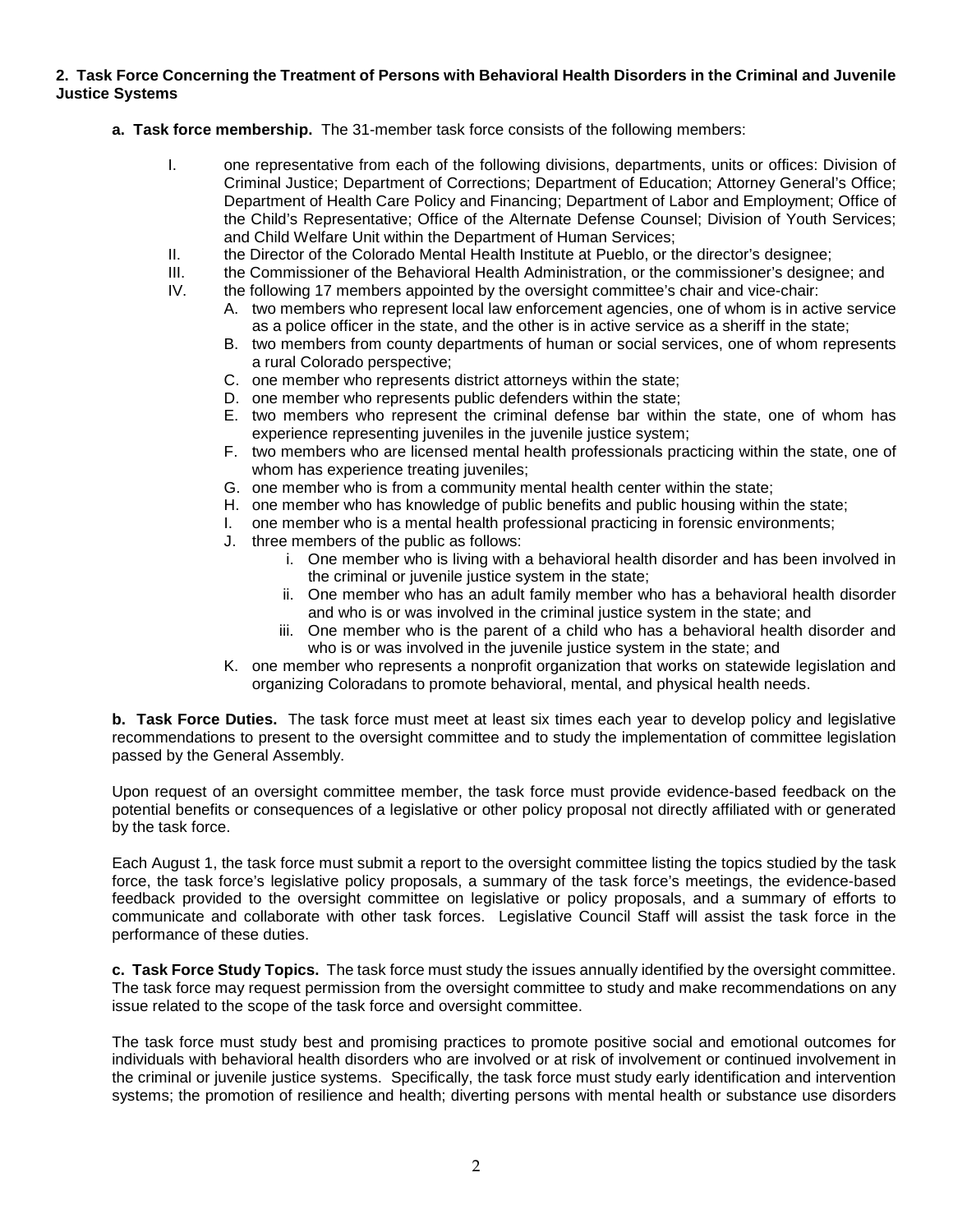**2. Task Force Concerning the Treatment of Persons with Behavioral Health Disorders in the Criminal and Juvenile Justice Systems**

**a. Task force membership.** The 31-member task force consists of the following members:

I. one representative from each of the following divisions, departments, units or offices: Division of Criminal Justice; Department of Corrections; Department of Education; Attorney General's Office; Department of Health Care Policy and Financing; Department of Labor and Employment; Office of the Child's Representative; Office of the Alternate Defense Counsel; Division of Youth Services; and Child Welfare Unit within the Department of Human Services;

II. the Director of the Colorado Mental Health Institute at Pueblo, or the director's designee;

III. the Commissioner of the Behavioral Health Administration, or the commissioner's designee; and

IV. the following 17 members appointed by the oversight committee's chair and vice-chair:

   A. two members who represent local law enforcement agencies, one of whom is in active service as a police officer in the state, and the other is in active service as a sheriff in the state;
   B. two members from county departments of human or social services, one of whom represents a rural Colorado perspective;
   C. one member who represents district attorneys within the state;
   D. one member who represents public defenders within the state;
   E. two members who represent the criminal defense bar within the state, one of whom has experience representing juveniles in the juvenile justice system;
   F. two members who are licensed mental health professionals practicing within the state, one of whom has experience treating juveniles;
   G. one member who is from a community mental health center within the state;
   H. one member who has knowledge of public benefits and public housing within the state;
   I. one member who is a mental health professional practicing in forensic environments;
   J. three members of the public as follows:
      i. One member who is living with a behavioral health disorder and has been involved in the criminal or juvenile justice system in the state;
      ii. One member who has an adult family member who has a behavioral health disorder and who is or was involved in the criminal justice system in the state; and
      iii. One member who is the parent of a child who has a behavioral health disorder and who is or was involved in the juvenile justice system in the state; and
   K. one member who represents a nonprofit organization that works on statewide legislation and organizing Coloradans to promote behavioral, mental, and physical health needs.

**b. Task Force Duties.** The task force must meet at least six times each year to develop policy and legislative recommendations to present to the oversight committee and to study the implementation of committee legislation passed by the General Assembly.

Upon request of an oversight committee member, the task force must provide evidence-based feedback on the potential benefits or consequences of a legislative or other policy proposal not directly affiliated with or generated by the task force.

Each August 1, the task force must submit a report to the oversight committee listing the topics studied by the task force, the task force's legislative policy proposals, a summary of the task force's meetings, the evidence-based feedback provided to the oversight committee on legislative or policy proposals, and a summary of efforts to communicate and collaborate with other task forces. Legislative Council Staff will assist the task force in the performance of these duties.

**c. Task Force Study Topics.** The task force must study the issues annually identified by the oversight committee. The task force may request permission from the oversight committee to study and make recommendations on any issue related to the scope of the task force and oversight committee.

The task force must study best and promising practices to promote positive social and emotional outcomes for individuals with behavioral health disorders who are involved or at risk of involvement or continued involvement in the criminal or juvenile justice systems. Specifically, the task force must study early identification and intervention systems; the promotion of resilience and health; diverting persons with mental health or substance use disorders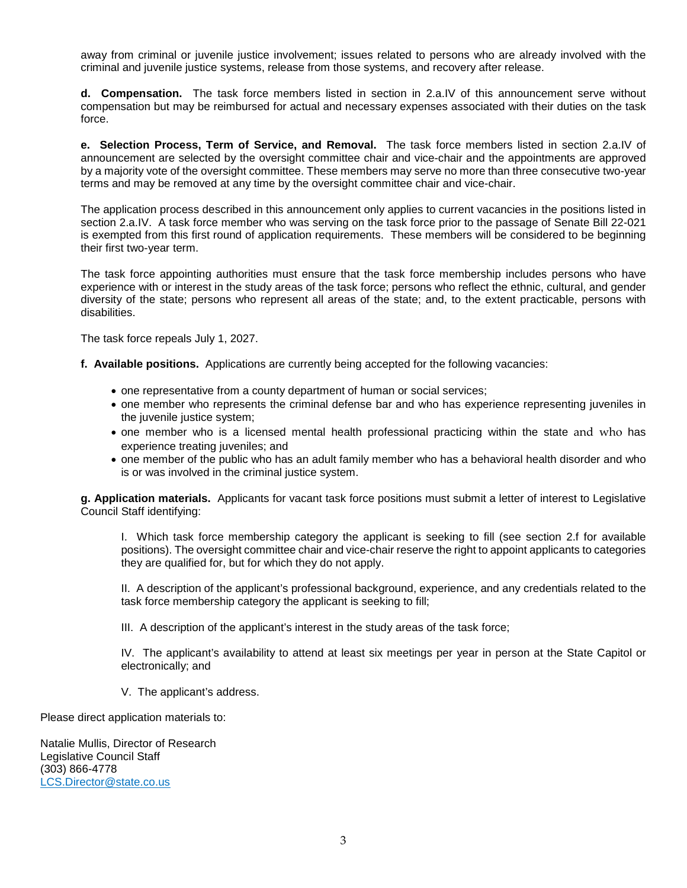away from criminal or juvenile justice involvement; issues related to persons who are already involved with the criminal and juvenile justice systems, release from those systems, and recovery after release.

**d. Compensation.** The task force members listed in section in 2.a.IV of this announcement serve without compensation but may be reimbursed for actual and necessary expenses associated with their duties on the task force.

**e. Selection Process, Term of Service, and Removal.** The task force members listed in section 2.a.IV of announcement are selected by the oversight committee chair and vice-chair and the appointments are approved by a majority vote of the oversight committee. These members may serve no more than three consecutive two-year terms and may be removed at any time by the oversight committee chair and vice-chair.

The application process described in this announcement only applies to current vacancies in the positions listed in section 2.a.IV. A task force member who was serving on the task force prior to the passage of Senate Bill 22-021 is exempted from this first round of application requirements. These members will be considered to be beginning their first two-year term.

The task force appointing authorities must ensure that the task force membership includes persons who have experience with or interest in the study areas of the task force; persons who reflect the ethnic, cultural, and gender diversity of the state; persons who represent all areas of the state; and, to the extent practicable, persons with disabilities.

The task force repeals July 1, 2027.

**f. Available positions.** Applications are currently being accepted for the following vacancies:

- one representative from a county department of human or social services;
- one member who represents the criminal defense bar and who has experience representing juveniles in the juvenile justice system;
- one member who is a licensed mental health professional practicing within the state and who has experience treating juveniles; and
- one member of the public who has an adult family member who has a behavioral health disorder and who is or was involved in the criminal justice system.

**g. Application materials.** Applicants for vacant task force positions must submit a letter of interest to Legislative Council Staff identifying:

I. Which task force membership category the applicant is seeking to fill (see section 2.f for available positions). The oversight committee chair and vice-chair reserve the right to appoint applicants to categories they are qualified for, but for which they do not apply.

II. A description of the applicant's professional background, experience, and any credentials related to the task force membership category the applicant is seeking to fill;

III. A description of the applicant's interest in the study areas of the task force;

IV. The applicant's availability to attend at least six meetings per year in person at the State Capitol or electronically; and

V. The applicant's address.

Please direct application materials to:

Natalie Mullis, Director of Research
Legislative Council Staff
(303) 866-4778
LCS.Director@state.co.us